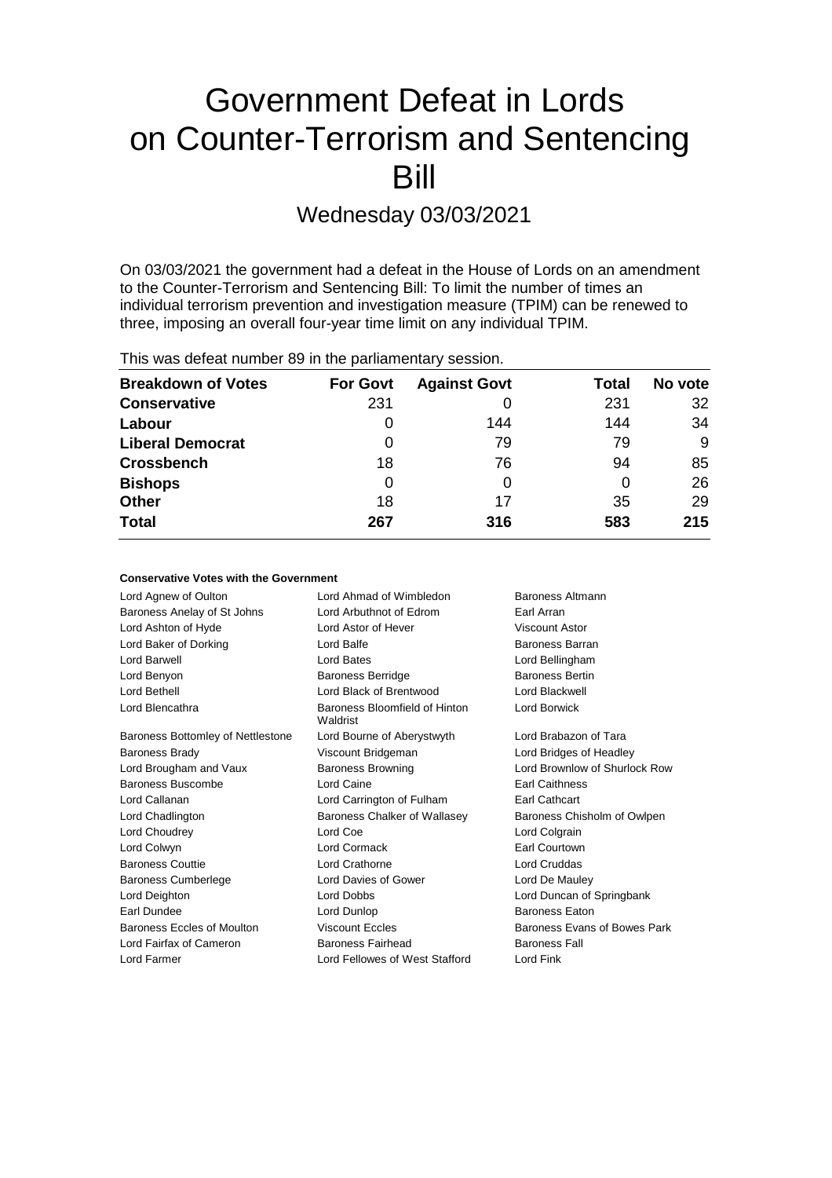# Government Defeat in Lords on Counter-Terrorism and Sentencing Bill

## Wednesday 03/03/2021

On 03/03/2021 the government had a defeat in the House of Lords on an amendment to the Counter-Terrorism and Sentencing Bill: To limit the number of times an individual terrorism prevention and investigation measure (TPIM) can be renewed to three, imposing an overall four-year time limit on any individual TPIM.

This was defeat number 89 in the parliamentary session.

| Breakdown of Votes | For Govt | Against Govt | Total | No vote |
|---|---|---|---|---|
| **Conservative** | 231 | 0 | 231 | 32 |
| **Labour** | 0 | 144 | 144 | 34 |
| **Liberal Democrat** | 0 | 79 | 79 | 9 |
| **Crossbench** | 18 | 76 | 94 | 85 |
| **Bishops** | 0 | 0 | 0 | 26 |
| **Other** | 18 | 17 | 35 | 29 |
| **Total** | **267** | **316** | **583** | **215** |

#### Conservative Votes with the Government

| | | |
|---|---|---|
| Lord Agnew of Oulton | Lord Ahmad of Wimbledon | Baroness Altmann |
| Baroness Anelay of St Johns | Lord Arbuthnot of Edrom | Earl Arran |
| Lord Ashton of Hyde | Lord Astor of Hever | Viscount Astor |
| Lord Baker of Dorking | Lord Balfe | Baroness Barran |
| Lord Barwell | Lord Bates | Lord Bellingham |
| Lord Benyon | Baroness Berridge | Baroness Bertin |
| Lord Bethell | Lord Black of Brentwood | Lord Blackwell |
| Lord Blencathra | Baroness Bloomfield of Hinton Waldrist | Lord Borwick |
| Baroness Bottomley of Nettlestone | Lord Bourne of Aberystwyth | Lord Brabazon of Tara |
| Baroness Brady | Viscount Bridgeman | Lord Bridges of Headley |
| Lord Brougham and Vaux | Baroness Browning | Lord Brownlow of Shurlock Row |
| Baroness Buscombe | Lord Caine | Earl Caithness |
| Lord Callanan | Lord Carrington of Fulham | Earl Cathcart |
| Lord Chadlington | Baroness Chalker of Wallasey | Baroness Chisholm of Owlpen |
| Lord Choudrey | Lord Coe | Lord Colgrain |
| Lord Colwyn | Lord Cormack | Earl Courtown |
| Baroness Couttie | Lord Crathorne | Lord Cruddas |
| Baroness Cumberlege | Lord Davies of Gower | Lord De Mauley |
| Lord Deighton | Lord Dobbs | Lord Duncan of Springbank |
| Earl Dundee | Lord Dunlop | Baroness Eaton |
| Baroness Eccles of Moulton | Viscount Eccles | Baroness Evans of Bowes Park |
| Lord Fairfax of Cameron | Baroness Fairhead | Baroness Fall |
| Lord Farmer | Lord Fellowes of West Stafford | Lord Fink |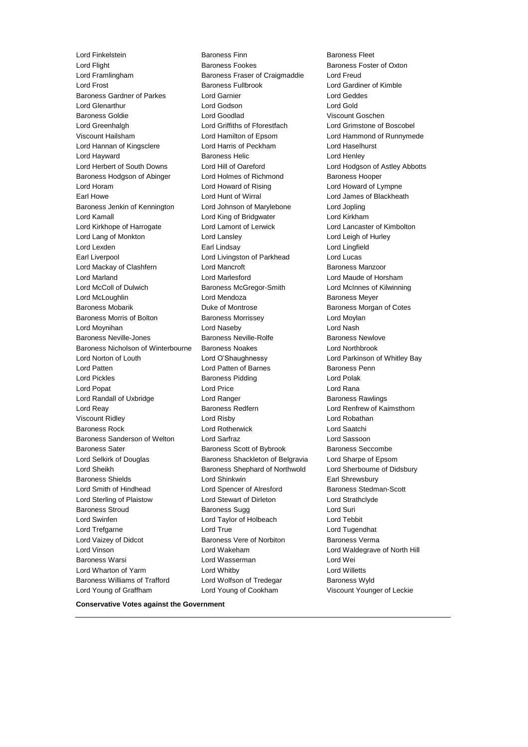Lord Finkelstein
Baroness Finn
Baroness Fleet
Lord Flight
Baroness Fookes
Baroness Foster of Oxton
Lord Framlingham
Baroness Fraser of Craigmaddie
Lord Freud
Lord Frost
Baroness Fullbrook
Lord Gardiner of Kimble
Baroness Gardner of Parkes
Lord Garnier
Lord Geddes
Lord Glenarthur
Lord Godson
Lord Gold
Baroness Goldie
Lord Goodlad
Viscount Goschen
Lord Greenhalgh
Lord Griffiths of Fforestfach
Lord Grimstone of Boscobel
Viscount Hailsham
Lord Hamilton of Epsom
Lord Hammond of Runnymede
Lord Hannan of Kingsclere
Lord Harris of Peckham
Lord Haselhurst
Lord Hayward
Baroness Helic
Lord Henley
Lord Herbert of South Downs
Lord Hill of Oareford
Lord Hodgson of Astley Abbotts
Baroness Hodgson of Abinger
Lord Holmes of Richmond
Baroness Hooper
Lord Horam
Lord Howard of Rising
Lord Howard of Lympne
Earl Howe
Lord Hunt of Wirral
Lord James of Blackheath
Baroness Jenkin of Kennington
Lord Johnson of Marylebone
Lord Jopling
Lord Kamall
Lord King of Bridgwater
Lord Kirkham
Lord Kirkhope of Harrogate
Lord Lamont of Lerwick
Lord Lancaster of Kimbolton
Lord Lang of Monkton
Lord Lansley
Lord Leigh of Hurley
Lord Lexden
Earl Lindsay
Lord Lingfield
Earl Liverpool
Lord Livingston of Parkhead
Lord Lucas
Lord Mackay of Clashfern
Lord Mancroft
Baroness Manzoor
Lord Marland
Lord Marlesford
Lord Maude of Horsham
Lord McColl of Dulwich
Baroness McGregor-Smith
Lord McInnes of Kilwinning
Lord McLoughlin
Lord Mendoza
Baroness Meyer
Baroness Mobarik
Duke of Montrose
Baroness Morgan of Cotes
Baroness Morris of Bolton
Baroness Morrissey
Lord Moylan
Lord Moynihan
Lord Naseby
Lord Nash
Baroness Neville-Jones
Baroness Neville-Rolfe
Baroness Newlove
Baroness Nicholson of Winterbourne
Baroness Noakes
Lord Northbrook
Lord Norton of Louth
Lord O'Shaughnessy
Lord Parkinson of Whitley Bay
Lord Patten
Lord Patten of Barnes
Baroness Penn
Lord Pickles
Baroness Pidding
Lord Polak
Lord Popat
Lord Price
Lord Rana
Lord Randall of Uxbridge
Lord Ranger
Baroness Rawlings
Lord Reay
Baroness Redfern
Lord Renfrew of Kaimsthorn
Viscount Ridley
Lord Risby
Lord Robathan
Baroness Rock
Lord Rotherwick
Lord Saatchi
Baroness Sanderson of Welton
Lord Sarfraz
Lord Sassoon
Baroness Sater
Baroness Scott of Bybrook
Baroness Seccombe
Lord Selkirk of Douglas
Baroness Shackleton of Belgravia
Lord Sharpe of Epsom
Lord Sheikh
Baroness Shephard of Northwold
Lord Sherbourne of Didsbury
Baroness Shields
Lord Shinkwin
Earl Shrewsbury
Lord Smith of Hindhead
Lord Spencer of Alresford
Baroness Stedman-Scott
Lord Sterling of Plaistow
Lord Stewart of Dirleton
Lord Strathclyde
Baroness Stroud
Baroness Sugg
Lord Suri
Lord Swinfen
Lord Taylor of Holbeach
Lord Tebbit
Lord Trefgarne
Lord True
Lord Tugendhat
Lord Vaizey of Didcot
Baroness Vere of Norbiton
Baroness Verma
Lord Vinson
Lord Wakeham
Lord Waldegrave of North Hill
Baroness Warsi
Lord Wasserman
Lord Wei
Lord Wharton of Yarm
Lord Whitby
Lord Willetts
Baroness Williams of Trafford
Lord Wolfson of Tredegar
Baroness Wyld
Lord Young of Graffham
Lord Young of Cookham
Viscount Younger of Leckie

**Conservative Votes against the Government**

---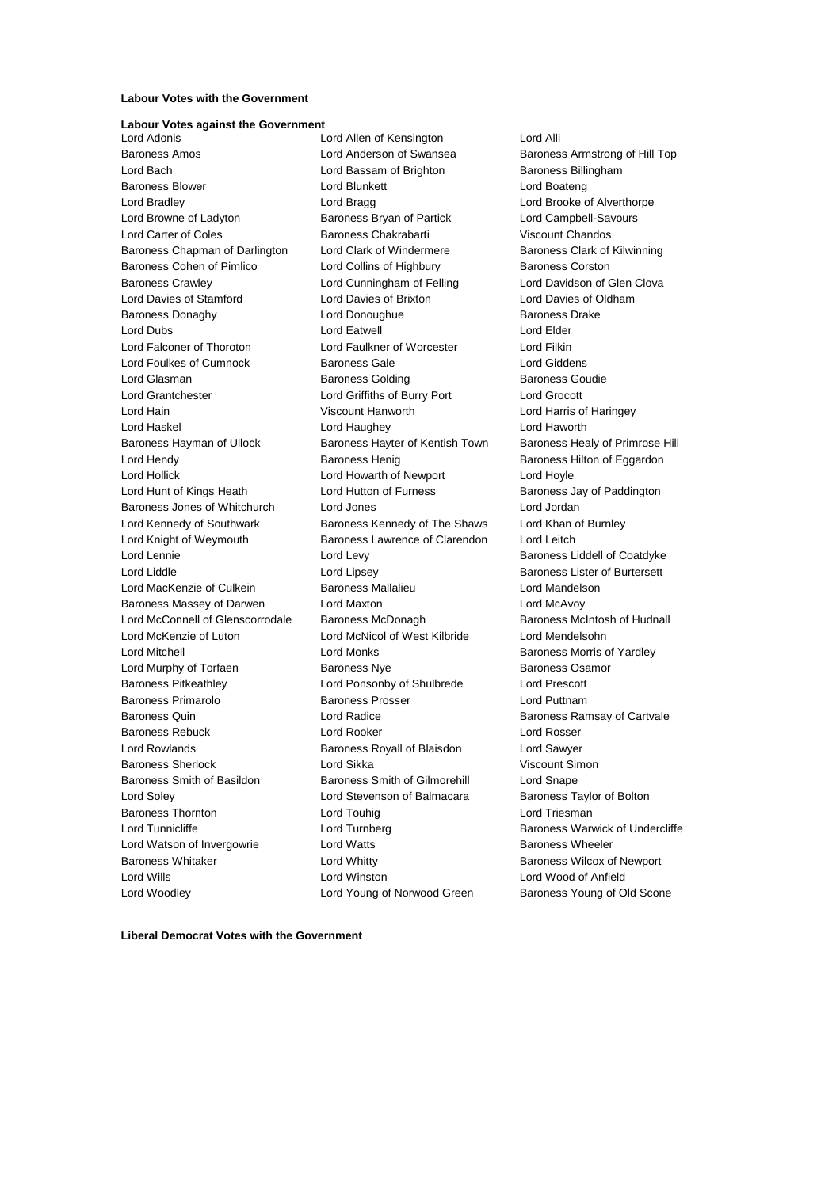**Labour Votes with the Government**

**Labour Votes against the Government**

Lord Adonis
Lord Allen of Kensington
Lord Alli
Baroness Amos
Lord Anderson of Swansea
Baroness Armstrong of Hill Top
Lord Bach
Lord Bassam of Brighton
Baroness Billingham
Baroness Blower
Lord Blunkett
Lord Boateng
Lord Bradley
Lord Bragg
Lord Brooke of Alverthorpe
Lord Browne of Ladyton
Baroness Bryan of Partick
Lord Campbell-Savours
Lord Carter of Coles
Baroness Chakrabarti
Viscount Chandos
Baroness Chapman of Darlington
Lord Clark of Windermere
Baroness Clark of Kilwinning
Baroness Cohen of Pimlico
Lord Collins of Highbury
Baroness Corston
Baroness Crawley
Lord Cunningham of Felling
Lord Davidson of Glen Clova
Lord Davies of Stamford
Lord Davies of Brixton
Lord Davies of Oldham
Baroness Donaghy
Lord Donoughue
Baroness Drake
Lord Dubs
Lord Eatwell
Lord Elder
Lord Falconer of Thoroton
Lord Faulkner of Worcester
Lord Filkin
Lord Foulkes of Cumnock
Baroness Gale
Lord Giddens
Lord Glasman
Baroness Golding
Baroness Goudie
Lord Grantchester
Lord Griffiths of Burry Port
Lord Grocott
Lord Hain
Viscount Hanworth
Lord Harris of Haringey
Lord Haskel
Lord Haughey
Lord Haworth
Baroness Hayman of Ullock
Baroness Hayter of Kentish Town
Baroness Healy of Primrose Hill
Lord Hendy
Baroness Henig
Baroness Hilton of Eggardon
Lord Hollick
Lord Howarth of Newport
Lord Hoyle
Lord Hunt of Kings Heath
Lord Hutton of Furness
Baroness Jay of Paddington
Baroness Jones of Whitchurch
Lord Jones
Lord Jordan
Lord Kennedy of Southwark
Baroness Kennedy of The Shaws
Lord Khan of Burnley
Lord Knight of Weymouth
Baroness Lawrence of Clarendon
Lord Leitch
Lord Lennie
Lord Levy
Baroness Liddell of Coatdyke
Lord Liddle
Lord Lipsey
Baroness Lister of Burtersett
Lord MacKenzie of Culkein
Baroness Mallalieu
Lord Mandelson
Baroness Massey of Darwen
Lord Maxton
Lord McAvoy
Lord McConnell of Glenscorrodale
Baroness McDonagh
Baroness McIntosh of Hudnall
Lord McKenzie of Luton
Lord McNicol of West Kilbride
Lord Mendelsohn
Lord Mitchell
Lord Monks
Baroness Morris of Yardley
Lord Murphy of Torfaen
Baroness Nye
Baroness Osamor
Baroness Pitkeathley
Lord Ponsonby of Shulbrede
Lord Prescott
Baroness Primarolo
Baroness Prosser
Lord Puttnam
Baroness Quin
Lord Radice
Baroness Ramsay of Cartvale
Baroness Rebuck
Lord Rooker
Lord Rosser
Lord Rowlands
Baroness Royall of Blaisdon
Lord Sawyer
Baroness Sherlock
Lord Sikka
Viscount Simon
Baroness Smith of Basildon
Baroness Smith of Gilmorehill
Lord Snape
Lord Soley
Lord Stevenson of Balmacara
Baroness Taylor of Bolton
Baroness Thornton
Lord Touhig
Lord Triesman
Lord Tunnicliffe
Lord Turnberg
Baroness Warwick of Undercliffe
Lord Watson of Invergowrie
Lord Watts
Baroness Wheeler
Baroness Whitaker
Lord Whitty
Baroness Wilcox of Newport
Lord Wills
Lord Winston
Lord Wood of Anfield
Lord Woodley
Lord Young of Norwood Green
Baroness Young of Old Scone

---

**Liberal Democrat Votes with the Government**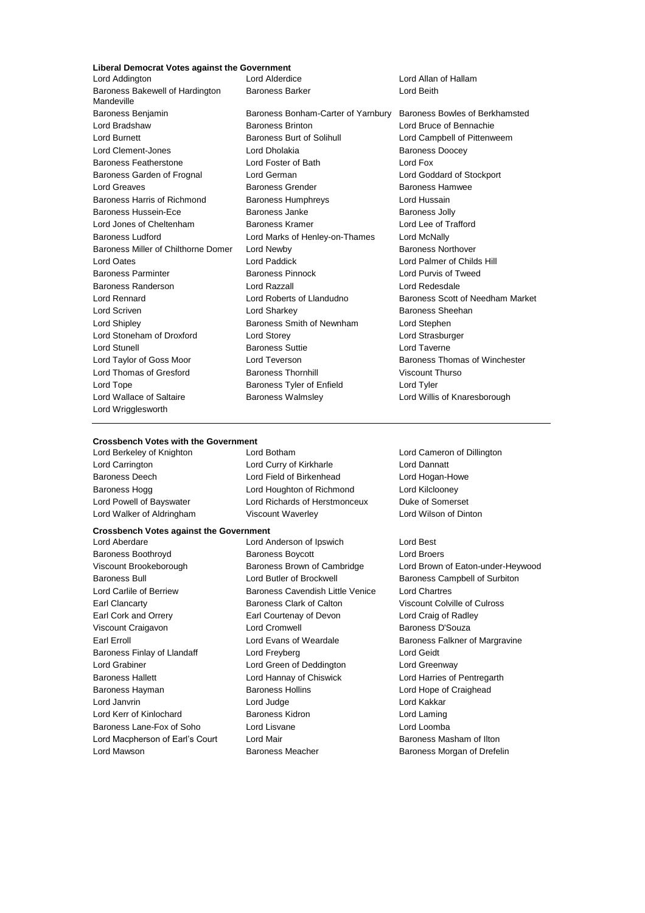**Liberal Democrat Votes against the Government**

Lord Addington, Lord Alderdice, Lord Allan of Hallam, Baroness Bakewell of Hardington Mandeville, Baroness Barker, Lord Beith, Baroness Benjamin, Baroness Bonham-Carter of Yarnbury, Baroness Bowles of Berkhamsted, Lord Bradshaw, Baroness Brinton, Lord Bruce of Bennachie, Lord Burnett, Baroness Burt of Solihull, Lord Campbell of Pittenweem, Lord Clement-Jones, Lord Dholakia, Baroness Doocey, Baroness Featherstone, Lord Foster of Bath, Lord Fox, Baroness Garden of Frognal, Lord German, Lord Goddard of Stockport, Lord Greaves, Baroness Grender, Baroness Hamwee, Baroness Harris of Richmond, Baroness Humphreys, Lord Hussain, Baroness Hussein-Ece, Baroness Janke, Baroness Jolly, Lord Jones of Cheltenham, Baroness Kramer, Lord Lee of Trafford, Baroness Ludford, Lord Marks of Henley-on-Thames, Lord McNally, Baroness Miller of Chilthorne Domer, Lord Newby, Baroness Northover, Lord Oates, Lord Paddick, Lord Palmer of Childs Hill, Baroness Parminter, Baroness Pinnock, Lord Purvis of Tweed, Baroness Randerson, Lord Razzall, Lord Redesdale, Lord Rennard, Lord Roberts of Llandudno, Baroness Scott of Needham Market, Lord Scriven, Lord Sharkey, Baroness Sheehan, Lord Shipley, Baroness Smith of Newnham, Lord Stephen, Lord Stoneham of Droxford, Lord Storey, Lord Strasburger, Lord Stunell, Baroness Suttie, Lord Taverne, Lord Taylor of Goss Moor, Lord Teverson, Baroness Thomas of Winchester, Lord Thomas of Gresford, Baroness Thornhill, Viscount Thurso, Lord Tope, Baroness Tyler of Enfield, Lord Tyler, Lord Wallace of Saltaire, Baroness Walmsley, Lord Willis of Knaresborough, Lord Wrigglesworth

**Crossbench Votes with the Government**

Lord Berkeley of Knighton, Lord Botham, Lord Cameron of Dillington, Lord Carrington, Lord Curry of Kirkharle, Lord Dannatt, Baroness Deech, Lord Field of Birkenhead, Lord Hogan-Howe, Baroness Hogg, Lord Houghton of Richmond, Lord Kilclooney, Lord Powell of Bayswater, Lord Richards of Herstmonceux, Duke of Somerset, Lord Walker of Aldringham, Viscount Waverley, Lord Wilson of Dinton

**Crossbench Votes against the Government**

Lord Aberdare, Lord Anderson of Ipswich, Lord Best, Baroness Boothroyd, Baroness Boycott, Lord Broers, Viscount Brookeborough, Baroness Brown of Cambridge, Lord Brown of Eaton-under-Heywood, Baroness Bull, Lord Butler of Brockwell, Baroness Campbell of Surbiton, Lord Carlile of Berriew, Baroness Cavendish Little Venice, Lord Chartres, Earl Clancarty, Baroness Clark of Calton, Viscount Colville of Culross, Earl Cork and Orrery, Earl Courtenay of Devon, Lord Craig of Radley, Viscount Craigavon, Lord Cromwell, Baroness D'Souza, Earl Erroll, Lord Evans of Weardale, Baroness Falkner of Margravine, Baroness Finlay of Llandaff, Lord Freyberg, Lord Geidt, Lord Grabiner, Lord Green of Deddington, Lord Greenway, Baroness Hallett, Lord Hannay of Chiswick, Lord Harries of Pentregarth, Baroness Hayman, Baroness Hollins, Lord Hope of Craighead, Lord Janvrin, Lord Judge, Lord Kakkar, Lord Kerr of Kinlochard, Baroness Kidron, Lord Laming, Baroness Lane-Fox of Soho, Lord Lisvane, Lord Loomba, Lord Macpherson of Earl's Court, Lord Mair, Baroness Masham of Ilton, Lord Mawson, Baroness Meacher, Baroness Morgan of Drefelin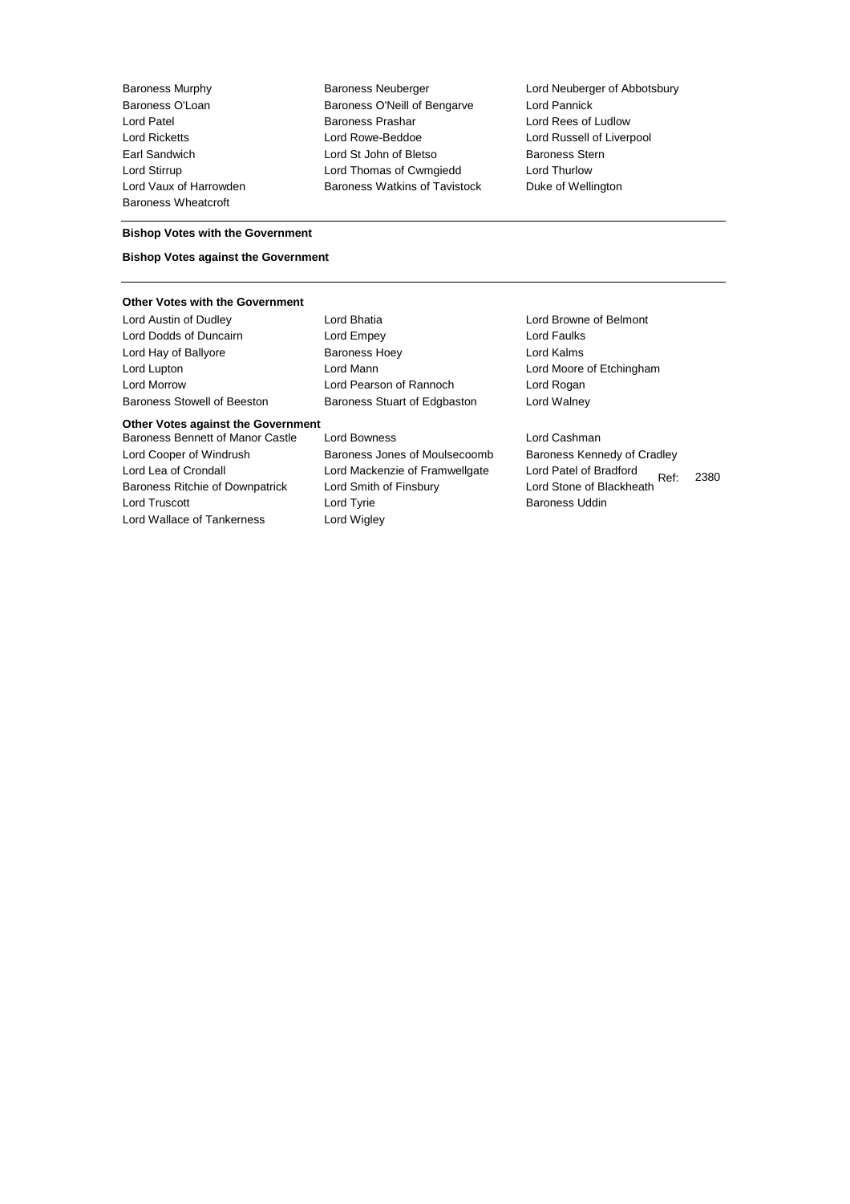Baroness Murphy
Baroness Neuberger
Lord Neuberger of Abbotsbury
Baroness O'Loan
Baroness O'Neill of Bengarve
Lord Pannick
Lord Patel
Baroness Prashar
Lord Rees of Ludlow
Lord Ricketts
Lord Rowe-Beddoe
Lord Russell of Liverpool
Earl Sandwich
Lord St John of Bletso
Baroness Stern
Lord Stirrup
Lord Thomas of Cwmgiedd
Lord Thurlow
Lord Vaux of Harrowden
Baroness Watkins of Tavistock
Duke of Wellington
Baroness Wheatcroft

**Bishop Votes with the Government**

**Bishop Votes against the Government**

**Other Votes with the Government**

Lord Austin of Dudley
Lord Bhatia
Lord Browne of Belmont
Lord Dodds of Duncairn
Lord Empey
Lord Faulks
Lord Hay of Ballyore
Baroness Hoey
Lord Kalms
Lord Lupton
Lord Mann
Lord Moore of Etchingham
Lord Morrow
Lord Pearson of Rannoch
Lord Rogan
Baroness Stowell of Beeston
Baroness Stuart of Edgbaston
Lord Walney

**Other Votes against the Government**

Baroness Bennett of Manor Castle
Lord Bowness
Lord Cashman
Lord Cooper of Windrush
Baroness Jones of Moulsecoomb
Baroness Kennedy of Cradley
Lord Lea of Crondall
Lord Mackenzie of Framwellgate
Lord Patel of Bradford
Baroness Ritchie of Downpatrick
Lord Smith of Finsbury
Lord Stone of Blackheath
Lord Truscott
Lord Tyrie
Baroness Uddin
Lord Wallace of Tankerness
Lord Wigley

Ref: 2380